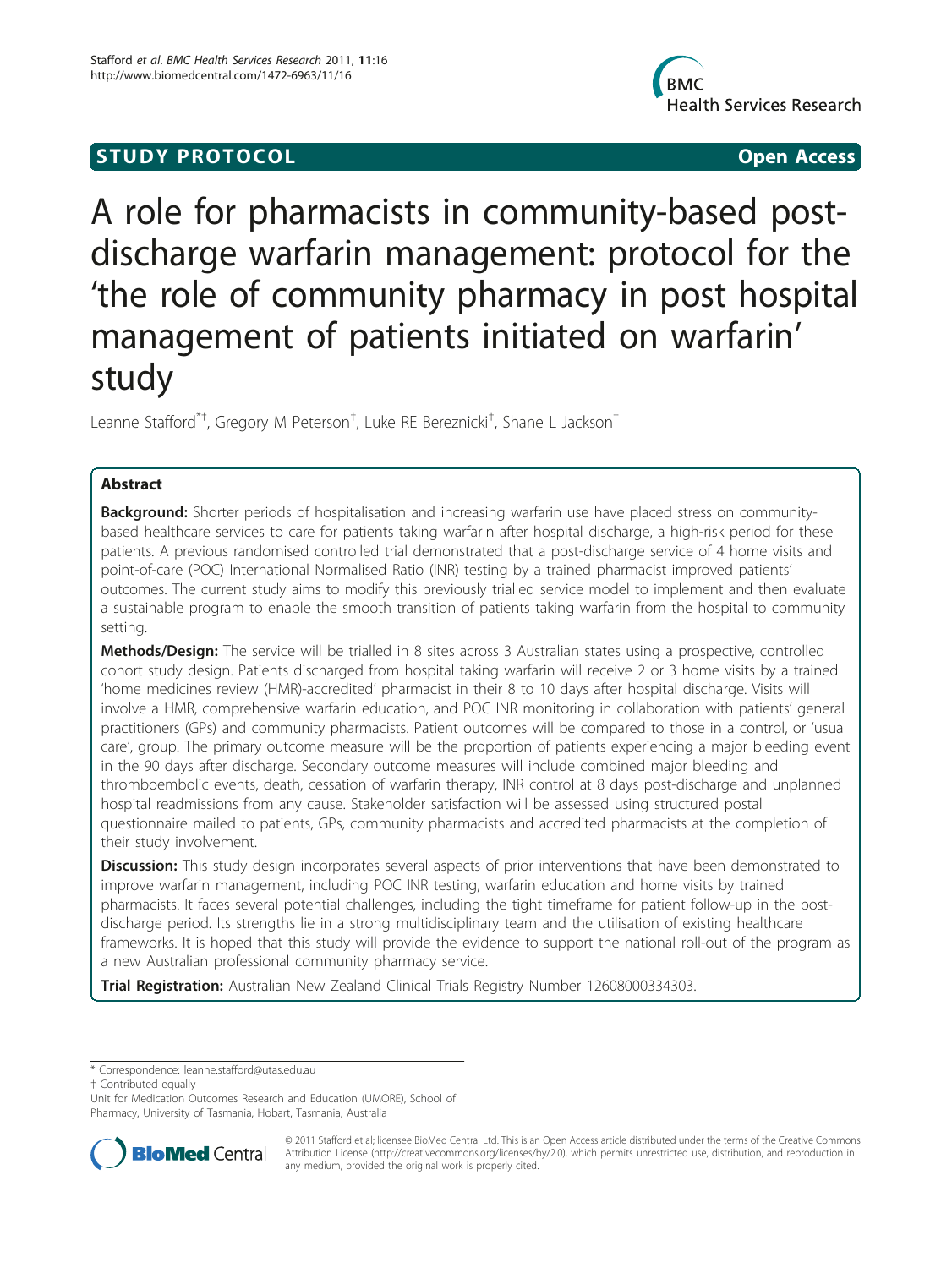STUDY PROTOCOL Open Access

# A role for pharmacists in community-based post-discharge warfarin management: protocol for the 'the role of community pharmacy in post hospital management of patients initiated on warfarin' study

Leanne Stafford[*†], Gregory M Peterson[†], Luke RE Bereznicki[†], Shane L Jackson[†]

## Abstract

**Background:** Shorter periods of hospitalisation and increasing warfarin use have placed stress on community-based healthcare services to care for patients taking warfarin after hospital discharge, a high-risk period for these patients. A previous randomised controlled trial demonstrated that a post-discharge service of 4 home visits and point-of-care (POC) International Normalised Ratio (INR) testing by a trained pharmacist improved patients' outcomes. The current study aims to modify this previously trialled service model to implement and then evaluate a sustainable program to enable the smooth transition of patients taking warfarin from the hospital to community setting.

**Methods/Design:** The service will be trialled in 8 sites across 3 Australian states using a prospective, controlled cohort study design. Patients discharged from hospital taking warfarin will receive 2 or 3 home visits by a trained 'home medicines review (HMR)-accredited' pharmacist in their 8 to 10 days after hospital discharge. Visits will involve a HMR, comprehensive warfarin education, and POC INR monitoring in collaboration with patients' general practitioners (GPs) and community pharmacists. Patient outcomes will be compared to those in a control, or 'usual care', group. The primary outcome measure will be the proportion of patients experiencing a major bleeding event in the 90 days after discharge. Secondary outcome measures will include combined major bleeding and thromboembolic events, death, cessation of warfarin therapy, INR control at 8 days post-discharge and unplanned hospital readmissions from any cause. Stakeholder satisfaction will be assessed using structured postal questionnaire mailed to patients, GPs, community pharmacists and accredited pharmacists at the completion of their study involvement.

**Discussion:** This study design incorporates several aspects of prior interventions that have been demonstrated to improve warfarin management, including POC INR testing, warfarin education and home visits by trained pharmacists. It faces several potential challenges, including the tight timeframe for patient follow-up in the post-discharge period. Its strengths lie in a strong multidisciplinary team and the utilisation of existing healthcare frameworks. It is hoped that this study will provide the evidence to support the national roll-out of the program as a new Australian professional community pharmacy service.

**Trial Registration:** Australian New Zealand Clinical Trials Registry Number 12608000334303.

---

* Correspondence: leanne.stafford@utas.edu.au

† Contributed equally

Unit for Medication Outcomes Research and Education (UMORE), School of Pharmacy, University of Tasmania, Hobart, Tasmania, Australia

© 2011 Stafford et al; licensee BioMed Central Ltd. This is an Open Access article distributed under the terms of the Creative Commons Attribution License (http://creativecommons.org/licenses/by/2.0), which permits unrestricted use, distribution, and reproduction in any medium, provided the original work is properly cited.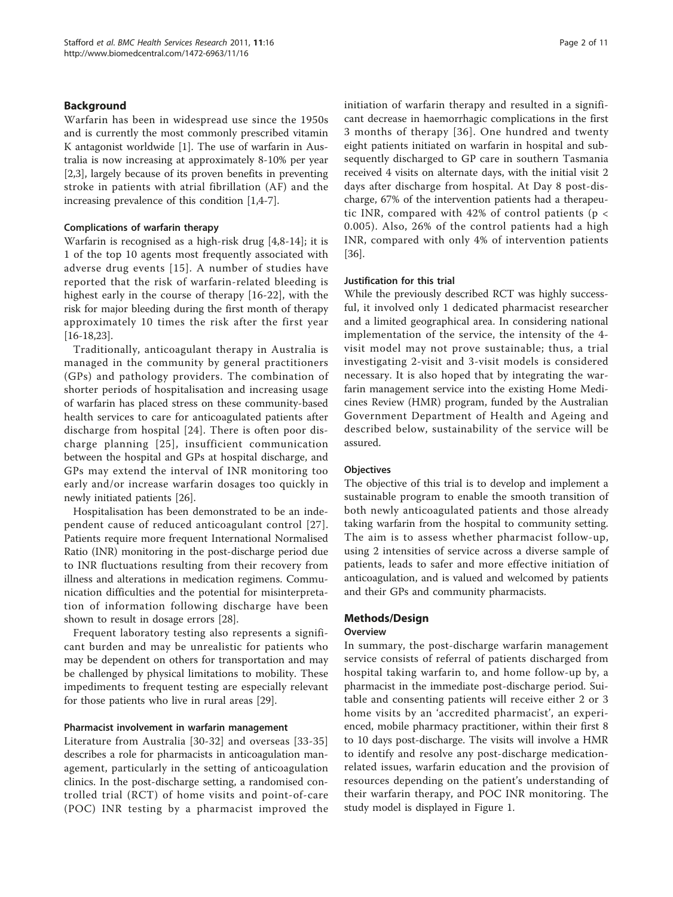## Background

Warfarin has been in widespread use since the 1950s and is currently the most commonly prescribed vitamin K antagonist worldwide [1]. The use of warfarin in Australia is now increasing at approximately 8-10% per year [2,3], largely because of its proven benefits in preventing stroke in patients with atrial fibrillation (AF) and the increasing prevalence of this condition [1,4-7].

### Complications of warfarin therapy

Warfarin is recognised as a high-risk drug [4,8-14]; it is 1 of the top 10 agents most frequently associated with adverse drug events [15]. A number of studies have reported that the risk of warfarin-related bleeding is highest early in the course of therapy [16-22], with the risk for major bleeding during the first month of therapy approximately 10 times the risk after the first year [16-18,23].

Traditionally, anticoagulant therapy in Australia is managed in the community by general practitioners (GPs) and pathology providers. The combination of shorter periods of hospitalisation and increasing usage of warfarin has placed stress on these community-based health services to care for anticoagulated patients after discharge from hospital [24]. There is often poor discharge planning [25], insufficient communication between the hospital and GPs at hospital discharge, and GPs may extend the interval of INR monitoring too early and/or increase warfarin dosages too quickly in newly initiated patients [26].

Hospitalisation has been demonstrated to be an independent cause of reduced anticoagulant control [27]. Patients require more frequent International Normalised Ratio (INR) monitoring in the post-discharge period due to INR fluctuations resulting from their recovery from illness and alterations in medication regimens. Communication difficulties and the potential for misinterpretation of information following discharge have been shown to result in dosage errors [28].

Frequent laboratory testing also represents a significant burden and may be unrealistic for patients who may be dependent on others for transportation and may be challenged by physical limitations to mobility. These impediments to frequent testing are especially relevant for those patients who live in rural areas [29].

### Pharmacist involvement in warfarin management

Literature from Australia [30-32] and overseas [33-35] describes a role for pharmacists in anticoagulation management, particularly in the setting of anticoagulation clinics. In the post-discharge setting, a randomised controlled trial (RCT) of home visits and point-of-care (POC) INR testing by a pharmacist improved the initiation of warfarin therapy and resulted in a significant decrease in haemorrhagic complications in the first 3 months of therapy [36]. One hundred and twenty eight patients initiated on warfarin in hospital and subsequently discharged to GP care in southern Tasmania received 4 visits on alternate days, with the initial visit 2 days after discharge from hospital. At Day 8 post-discharge, 67% of the intervention patients had a therapeutic INR, compared with 42% of control patients ($p < 0.005$). Also, 26% of the control patients had a high INR, compared with only 4% of intervention patients [36].

### Justification for this trial

While the previously described RCT was highly successful, it involved only 1 dedicated pharmacist researcher and a limited geographical area. In considering national implementation of the service, the intensity of the 4-visit model may not prove sustainable; thus, a trial investigating 2-visit and 3-visit models is considered necessary. It is also hoped that by integrating the warfarin management service into the existing Home Medicines Review (HMR) program, funded by the Australian Government Department of Health and Ageing and described below, sustainability of the service will be assured.

### Objectives

The objective of this trial is to develop and implement a sustainable program to enable the smooth transition of both newly anticoagulated patients and those already taking warfarin from the hospital to community setting. The aim is to assess whether pharmacist follow-up, using 2 intensities of service across a diverse sample of patients, leads to safer and more effective initiation of anticoagulation, and is valued and welcomed by patients and their GPs and community pharmacists.

## Methods/Design

### Overview

In summary, the post-discharge warfarin management service consists of referral of patients discharged from hospital taking warfarin to, and home follow-up by, a pharmacist in the immediate post-discharge period. Suitable and consenting patients will receive either 2 or 3 home visits by an 'accredited pharmacist', an experienced, mobile pharmacy practitioner, within their first 8 to 10 days post-discharge. The visits will involve a HMR to identify and resolve any post-discharge medication-related issues, warfarin education and the provision of resources depending on the patient's understanding of their warfarin therapy, and POC INR monitoring. The study model is displayed in Figure 1.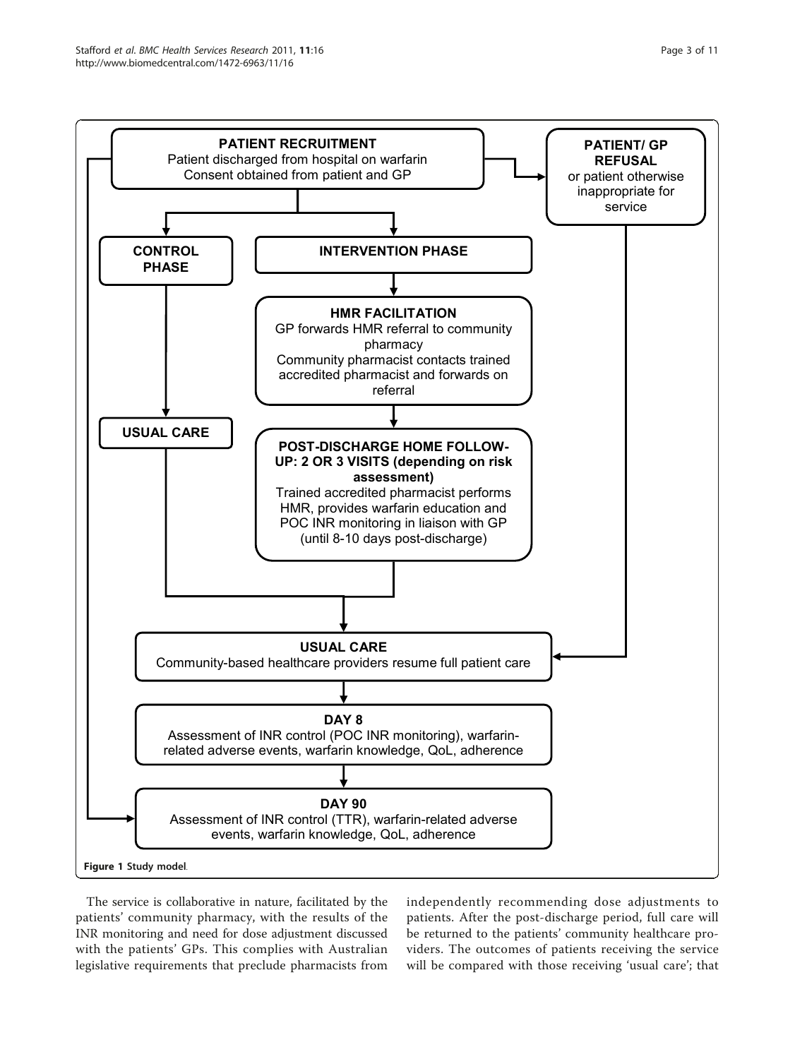**PATIENT RECRUITMENT**
Patient discharged from hospital on warfarin
Consent obtained from patient and GP

**PATIENT/ GP REFUSAL**
or patient otherwise inappropriate for service

**CONTROL PHASE**

**INTERVENTION PHASE**

**HMR FACILITATION**
GP forwards HMR referral to community pharmacy
Community pharmacist contacts trained accredited pharmacist and forwards on referral

**USUAL CARE**

**POST-DISCHARGE HOME FOLLOW-UP: 2 OR 3 VISITS (depending on risk assessment)**
Trained accredited pharmacist performs HMR, provides warfarin education and POC INR monitoring in liaison with GP (until 8-10 days post-discharge)

**USUAL CARE**
Community-based healthcare providers resume full patient care

**DAY 8**
Assessment of INR control (POC INR monitoring), warfarin-related adverse events, warfarin knowledge, QoL, adherence

**DAY 90**
Assessment of INR control (TTR), warfarin-related adverse events, warfarin knowledge, QoL, adherence

**Figure 1** Study model.

The service is collaborative in nature, facilitated by the patients' community pharmacy, with the results of the INR monitoring and need for dose adjustment discussed with the patients' GPs. This complies with Australian legislative requirements that preclude pharmacists from independently recommending dose adjustments to patients. After the post-discharge period, full care will be returned to the patients' community healthcare providers. The outcomes of patients receiving the service will be compared with those receiving 'usual care'; that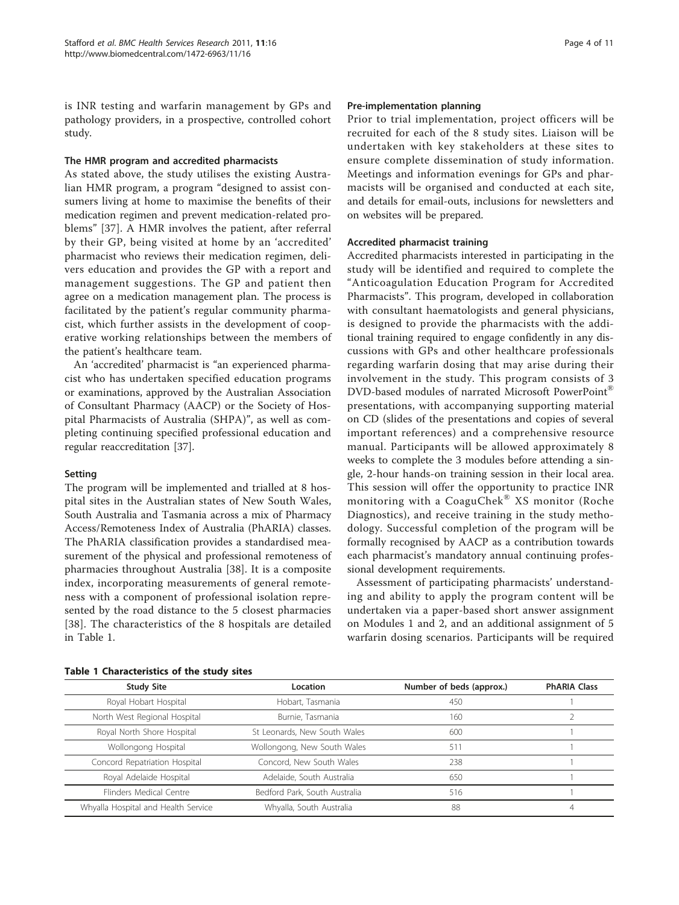is INR testing and warfarin management by GPs and pathology providers, in a prospective, controlled cohort study.

### The HMR program and accredited pharmacists

As stated above, the study utilises the existing Australian HMR program, a program "designed to assist consumers living at home to maximise the benefits of their medication regimen and prevent medication-related problems" [37]. A HMR involves the patient, after referral by their GP, being visited at home by an 'accredited' pharmacist who reviews their medication regimen, delivers education and provides the GP with a report and management suggestions. The GP and patient then agree on a medication management plan. The process is facilitated by the patient's regular community pharmacist, which further assists in the development of cooperative working relationships between the members of the patient's healthcare team.

An 'accredited' pharmacist is "an experienced pharmacist who has undertaken specified education programs or examinations, approved by the Australian Association of Consultant Pharmacy (AACP) or the Society of Hospital Pharmacists of Australia (SHPA)", as well as completing continuing specified professional education and regular reaccreditation [37].

### Setting

The program will be implemented and trialled at 8 hospital sites in the Australian states of New South Wales, South Australia and Tasmania across a mix of Pharmacy Access/Remoteness Index of Australia (PhARIA) classes. The PhARIA classification provides a standardised measurement of the physical and professional remoteness of pharmacies throughout Australia [38]. It is a composite index, incorporating measurements of general remoteness with a component of professional isolation represented by the road distance to the 5 closest pharmacies [38]. The characteristics of the 8 hospitals are detailed in Table 1.

**Table 1 Characteristics of the study sites**

| Study Site | Location | Number of beds (approx.) | PhARIA Class |
| --- | --- | --- | --- |
| Royal Hobart Hospital | Hobart, Tasmania | 450 | 1 |
| North West Regional Hospital | Burnie, Tasmania | 160 | 2 |
| Royal North Shore Hospital | St Leonards, New South Wales | 600 | 1 |
| Wollongong Hospital | Wollongong, New South Wales | 511 | 1 |
| Concord Repatriation Hospital | Concord, New South Wales | 238 | 1 |
| Royal Adelaide Hospital | Adelaide, South Australia | 650 | 1 |
| Flinders Medical Centre | Bedford Park, South Australia | 516 | 1 |
| Whyalla Hospital and Health Service | Whyalla, South Australia | 88 | 4 |

### Pre-implementation planning

Prior to trial implementation, project officers will be recruited for each of the 8 study sites. Liaison will be undertaken with key stakeholders at these sites to ensure complete dissemination of study information. Meetings and information evenings for GPs and pharmacists will be organised and conducted at each site, and details for email-outs, inclusions for newsletters and on websites will be prepared.

### Accredited pharmacist training

Accredited pharmacists interested in participating in the study will be identified and required to complete the "Anticoagulation Education Program for Accredited Pharmacists". This program, developed in collaboration with consultant haematologists and general physicians, is designed to provide the pharmacists with the additional training required to engage confidently in any discussions with GPs and other healthcare professionals regarding warfarin dosing that may arise during their involvement in the study. This program consists of 3 DVD-based modules of narrated Microsoft PowerPoint® presentations, with accompanying supporting material on CD (slides of the presentations and copies of several important references) and a comprehensive resource manual. Participants will be allowed approximately 8 weeks to complete the 3 modules before attending a single, 2-hour hands-on training session in their local area. This session will offer the opportunity to practice INR monitoring with a CoaguChek® XS monitor (Roche Diagnostics), and receive training in the study methodology. Successful completion of the program will be formally recognised by AACP as a contribution towards each pharmacist's mandatory annual continuing professional development requirements.

Assessment of participating pharmacists' understanding and ability to apply the program content will be undertaken via a paper-based short answer assignment on Modules 1 and 2, and an additional assignment of 5 warfarin dosing scenarios. Participants will be required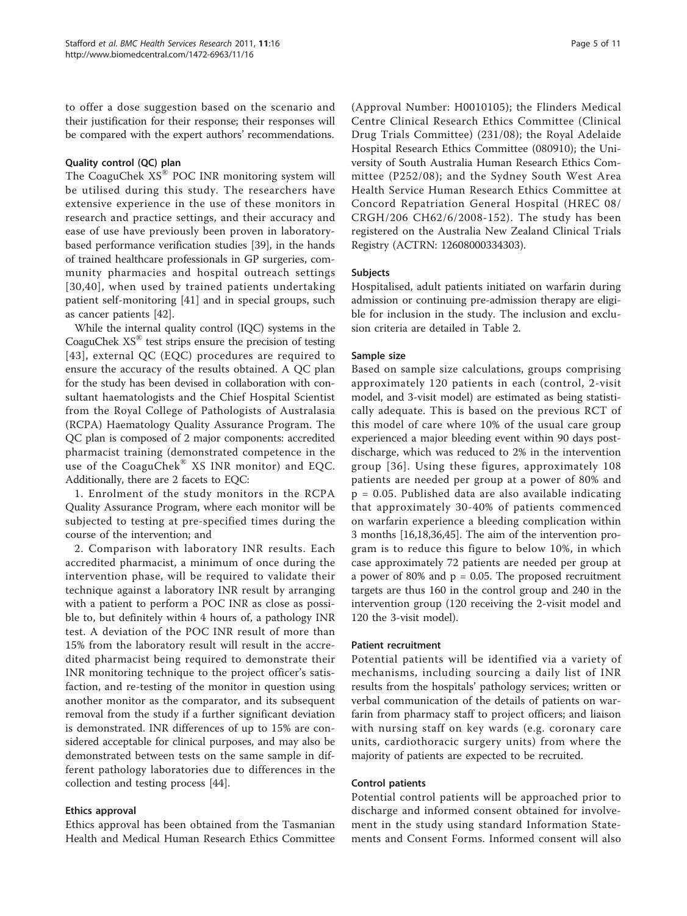to offer a dose suggestion based on the scenario and their justification for their response; their responses will be compared with the expert authors' recommendations.

### Quality control (QC) plan

The CoaguChek XS® POC INR monitoring system will be utilised during this study. The researchers have extensive experience in the use of these monitors in research and practice settings, and their accuracy and ease of use have previously been proven in laboratory-based performance verification studies [39], in the hands of trained healthcare professionals in GP surgeries, community pharmacies and hospital outreach settings [30,40], when used by trained patients undertaking patient self-monitoring [41] and in special groups, such as cancer patients [42].

While the internal quality control (IQC) systems in the CoaguChek XS® test strips ensure the precision of testing [43], external QC (EQC) procedures are required to ensure the accuracy of the results obtained. A QC plan for the study has been devised in collaboration with consultant haematologists and the Chief Hospital Scientist from the Royal College of Pathologists of Australasia (RCPA) Haematology Quality Assurance Program. The QC plan is composed of 2 major components: accredited pharmacist training (demonstrated competence in the use of the CoaguChek® XS INR monitor) and EQC. Additionally, there are 2 facets to EQC:

1. Enrolment of the study monitors in the RCPA Quality Assurance Program, where each monitor will be subjected to testing at pre-specified times during the course of the intervention; and

2. Comparison with laboratory INR results. Each accredited pharmacist, a minimum of once during the intervention phase, will be required to validate their technique against a laboratory INR result by arranging with a patient to perform a POC INR as close as possible to, but definitely within 4 hours of, a pathology INR test. A deviation of the POC INR result of more than 15% from the laboratory result will result in the accredited pharmacist being required to demonstrate their INR monitoring technique to the project officer's satisfaction, and re-testing of the monitor in question using another monitor as the comparator, and its subsequent removal from the study if a further significant deviation is demonstrated. INR differences of up to 15% are considered acceptable for clinical purposes, and may also be demonstrated between tests on the same sample in different pathology laboratories due to differences in the collection and testing process [44].

### Ethics approval

Ethics approval has been obtained from the Tasmanian Health and Medical Human Research Ethics Committee (Approval Number: H0010105); the Flinders Medical Centre Clinical Research Ethics Committee (Clinical Drug Trials Committee) (231/08); the Royal Adelaide Hospital Research Ethics Committee (080910); the University of South Australia Human Research Ethics Committee (P252/08); and the Sydney South West Area Health Service Human Research Ethics Committee at Concord Repatriation General Hospital (HREC 08/CRGH/206 CH62/6/2008-152). The study has been registered on the Australia New Zealand Clinical Trials Registry (ACTRN: 12608000334303).

### Subjects

Hospitalised, adult patients initiated on warfarin during admission or continuing pre-admission therapy are eligible for inclusion in the study. The inclusion and exclusion criteria are detailed in Table 2.

### Sample size

Based on sample size calculations, groups comprising approximately 120 patients in each (control, 2-visit model, and 3-visit model) are estimated as being statistically adequate. This is based on the previous RCT of this model of care where 10% of the usual care group experienced a major bleeding event within 90 days post-discharge, which was reduced to 2% in the intervention group [36]. Using these figures, approximately 108 patients are needed per group at a power of 80% and $p = 0.05$. Published data are also available indicating that approximately 30-40% of patients commenced on warfarin experience a bleeding complication within 3 months [16,18,36,45]. The aim of the intervention program is to reduce this figure to below 10%, in which case approximately 72 patients are needed per group at a power of 80% and $p = 0.05$. The proposed recruitment targets are thus 160 in the control group and 240 in the intervention group (120 receiving the 2-visit model and 120 the 3-visit model).

### Patient recruitment

Potential patients will be identified via a variety of mechanisms, including sourcing a daily list of INR results from the hospitals' pathology services; written or verbal communication of the details of patients on warfarin from pharmacy staff to project officers; and liaison with nursing staff on key wards (e.g. coronary care units, cardiothoracic surgery units) from where the majority of patients are expected to be recruited.

### Control patients

Potential control patients will be approached prior to discharge and informed consent obtained for involvement in the study using standard Information Statements and Consent Forms. Informed consent will also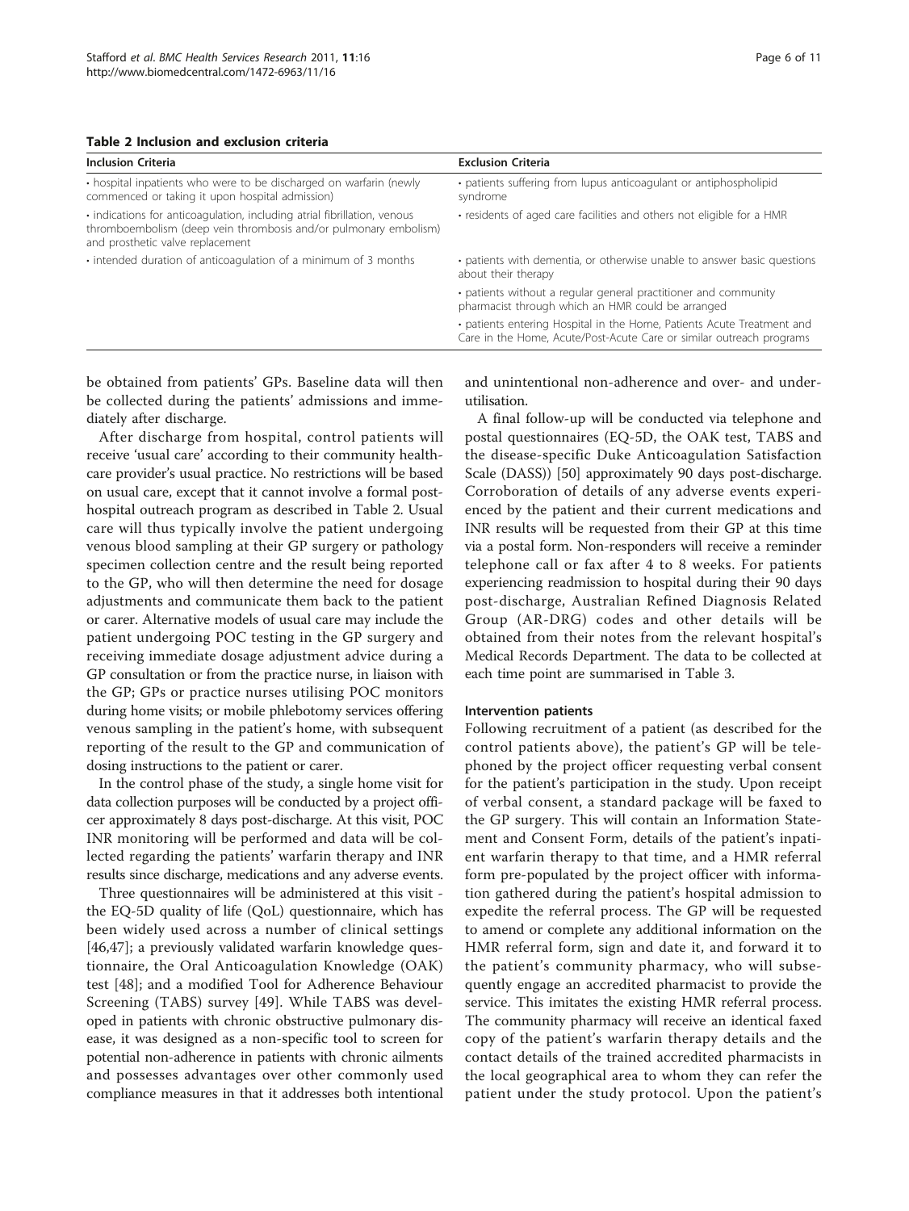**Table 2 Inclusion and exclusion criteria**

| Inclusion Criteria | Exclusion Criteria |
| --- | --- |
| • hospital inpatients who were to be discharged on warfarin (newly commenced or taking it upon hospital admission) | • patients suffering from lupus anticoagulant or antiphospholipid syndrome |
| • indications for anticoagulation, including atrial fibrillation, venous thromboembolism (deep vein thrombosis and/or pulmonary embolism) and prosthetic valve replacement | • residents of aged care facilities and others not eligible for a HMR |
| • intended duration of anticoagulation of a minimum of 3 months | • patients with dementia, or otherwise unable to answer basic questions about their therapy |
| | • patients without a regular general practitioner and community pharmacist through which an HMR could be arranged |
| | • patients entering Hospital in the Home, Patients Acute Treatment and Care in the Home, Acute/Post-Acute Care or similar outreach programs |

be obtained from patients' GPs. Baseline data will then be collected during the patients' admissions and immediately after discharge.

After discharge from hospital, control patients will receive 'usual care' according to their community healthcare provider's usual practice. No restrictions will be based on usual care, except that it cannot involve a formal post-hospital outreach program as described in Table 2. Usual care will thus typically involve the patient undergoing venous blood sampling at their GP surgery or pathology specimen collection centre and the result being reported to the GP, who will then determine the need for dosage adjustments and communicate them back to the patient or carer. Alternative models of usual care may include the patient undergoing POC testing in the GP surgery and receiving immediate dosage adjustment advice during a GP consultation or from the practice nurse, in liaison with the GP; GPs or practice nurses utilising POC monitors during home visits; or mobile phlebotomy services offering venous sampling in the patient's home, with subsequent reporting of the result to the GP and communication of dosing instructions to the patient or carer.

In the control phase of the study, a single home visit for data collection purposes will be conducted by a project officer approximately 8 days post-discharge. At this visit, POC INR monitoring will be performed and data will be collected regarding the patients' warfarin therapy and INR results since discharge, medications and any adverse events.

Three questionnaires will be administered at this visit - the EQ-5D quality of life (QoL) questionnaire, which has been widely used across a number of clinical settings [46,47]; a previously validated warfarin knowledge questionnaire, the Oral Anticoagulation Knowledge (OAK) test [48]; and a modified Tool for Adherence Behaviour Screening (TABS) survey [49]. While TABS was developed in patients with chronic obstructive pulmonary disease, it was designed as a non-specific tool to screen for potential non-adherence in patients with chronic ailments and possesses advantages over other commonly used compliance measures in that it addresses both intentional and unintentional non-adherence and over- and under-utilisation.

A final follow-up will be conducted via telephone and postal questionnaires (EQ-5D, the OAK test, TABS and the disease-specific Duke Anticoagulation Satisfaction Scale (DASS)) [50] approximately 90 days post-discharge. Corroboration of details of any adverse events experienced by the patient and their current medications and INR results will be requested from their GP at this time via a postal form. Non-responders will receive a reminder telephone call or fax after 4 to 8 weeks. For patients experiencing readmission to hospital during their 90 days post-discharge, Australian Refined Diagnosis Related Group (AR-DRG) codes and other details will be obtained from their notes from the relevant hospital's Medical Records Department. The data to be collected at each time point are summarised in Table 3.

#### Intervention patients

Following recruitment of a patient (as described for the control patients above), the patient's GP will be telephoned by the project officer requesting verbal consent for the patient's participation in the study. Upon receipt of verbal consent, a standard package will be faxed to the GP surgery. This will contain an Information Statement and Consent Form, details of the patient's inpatient warfarin therapy to that time, and a HMR referral form pre-populated by the project officer with information gathered during the patient's hospital admission to expedite the referral process. The GP will be requested to amend or complete any additional information on the HMR referral form, sign and date it, and forward it to the patient's community pharmacy, who will subsequently engage an accredited pharmacist to provide the service. This imitates the existing HMR referral process. The community pharmacy will receive an identical faxed copy of the patient's warfarin therapy details and the contact details of the trained accredited pharmacists in the local geographical area to whom they can refer the patient under the study protocol. Upon the patient's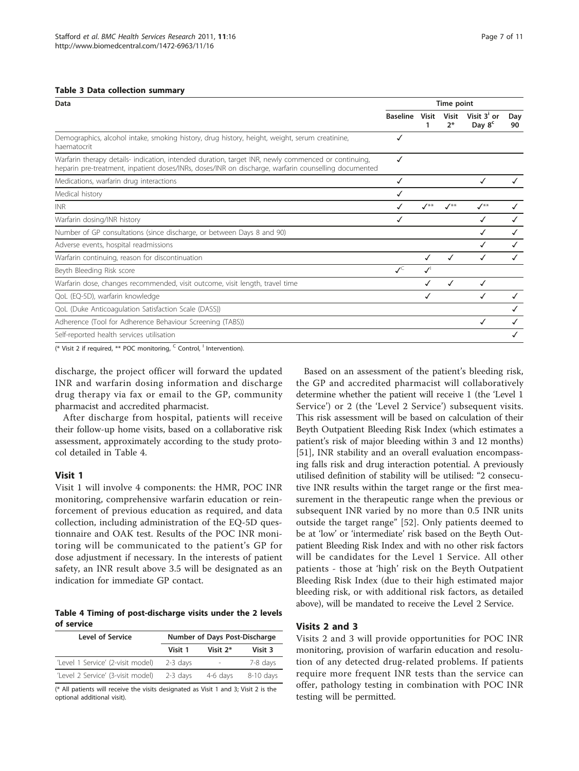**Table 3 Data collection summary**

| Data | Time point | | | | |
|---|---|---|---|---|---|
| | Baseline | Visit 1 | Visit 2* | Visit 3[I] or Day 8[C] | Day 90 |
| Demographics, alcohol intake, smoking history, drug history, height, weight, serum creatinine, haematocrit | ✓ | | | | |
| Warfarin therapy details- indication, intended duration, target INR, newly commenced or continuing, heparin pre-treatment, inpatient doses/INRs, doses/INR on discharge, warfarin counselling documented | ✓ | | | | |
| Medications, warfarin drug interactions | ✓ | | | ✓ | ✓ |
| Medical history | ✓ | | | | |
| INR | ✓ | ✓** | ✓** | ✓** | ✓ |
| Warfarin dosing/INR history | ✓ | | | ✓ | ✓ |
| Number of GP consultations (since discharge, or between Days 8 and 90) | | | | ✓ | ✓ |
| Adverse events, hospital readmissions | | | | ✓ | ✓ |
| Warfarin continuing, reason for discontinuation | | ✓ | ✓ | ✓ | ✓ |
| Beyth Bleeding Risk score | ✓[C] | ✓[I] | | | |
| Warfarin dose, changes recommended, visit outcome, visit length, travel time | | ✓ | ✓ | ✓ | |
| QoL (EQ-5D), warfarin knowledge | | ✓ | | ✓ | ✓ |
| QoL (Duke Anticoagulation Satisfaction Scale (DASS)) | | | | | ✓ |
| Adherence (Tool for Adherence Behaviour Screening (TABS)) | | | | ✓ | ✓ |
| Self-reported health services utilisation | | | | | ✓ |

(* Visit 2 if required, ** POC monitoring, [C] Control, [I] Intervention).

discharge, the project officer will forward the updated INR and warfarin dosing information and discharge drug therapy via fax or email to the GP, community pharmacist and accredited pharmacist.

After discharge from hospital, patients will receive their follow-up home visits, based on a collaborative risk assessment, approximately according to the study protocol detailed in Table 4.

## Visit 1

Visit 1 will involve 4 components: the HMR, POC INR monitoring, comprehensive warfarin education or reinforcement of previous education as required, and data collection, including administration of the EQ-5D questionnaire and OAK test. Results of the POC INR monitoring will be communicated to the patient's GP for dose adjustment if necessary. In the interests of patient safety, an INR result above 3.5 will be designated as an indication for immediate GP contact.

**Table 4 Timing of post-discharge visits under the 2 levels of service**

| Level of Service | Number of Days Post-Discharge | | |
|---|---|---|---|
| | Visit 1 | Visit 2* | Visit 3 |
| 'Level 1 Service' (2-visit model) | 2-3 days | - | 7-8 days |
| 'Level 2 Service' (3-visit model) | 2-3 days | 4-6 days | 8-10 days |

(* All patients will receive the visits designated as Visit 1 and 3; Visit 2 is the optional additional visit).

Based on an assessment of the patient's bleeding risk, the GP and accredited pharmacist will collaboratively determine whether the patient will receive 1 (the 'Level 1 Service') or 2 (the 'Level 2 Service') subsequent visits. This risk assessment will be based on calculation of their Beyth Outpatient Bleeding Risk Index (which estimates a patient's risk of major bleeding within 3 and 12 months) [51], INR stability and an overall evaluation encompassing falls risk and drug interaction potential. A previously utilised definition of stability will be utilised: "2 consecutive INR results within the target range or the first measurement in the therapeutic range when the previous or subsequent INR varied by no more than 0.5 INR units outside the target range" [52]. Only patients deemed to be at 'low' or 'intermediate' risk based on the Beyth Outpatient Bleeding Risk Index and with no other risk factors will be candidates for the Level 1 Service. All other patients - those at 'high' risk on the Beyth Outpatient Bleeding Risk Index (due to their high estimated major bleeding risk, or with additional risk factors, as detailed above), will be mandated to receive the Level 2 Service.

## Visits 2 and 3

Visits 2 and 3 will provide opportunities for POC INR monitoring, provision of warfarin education and resolution of any detected drug-related problems. If patients require more frequent INR tests than the service can offer, pathology testing in combination with POC INR testing will be permitted.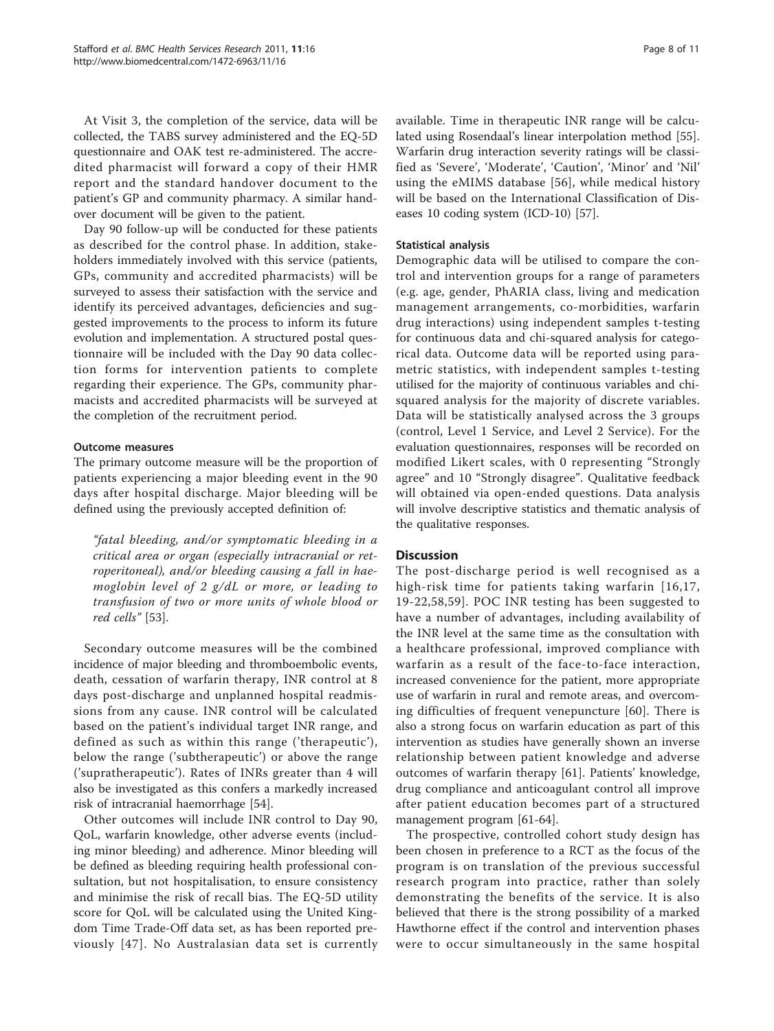At Visit 3, the completion of the service, data will be collected, the TABS survey administered and the EQ-5D questionnaire and OAK test re-administered. The accredited pharmacist will forward a copy of their HMR report and the standard handover document to the patient's GP and community pharmacy. A similar handover document will be given to the patient.

Day 90 follow-up will be conducted for these patients as described for the control phase. In addition, stakeholders immediately involved with this service (patients, GPs, community and accredited pharmacists) will be surveyed to assess their satisfaction with the service and identify its perceived advantages, deficiencies and suggested improvements to the process to inform its future evolution and implementation. A structured postal questionnaire will be included with the Day 90 data collection forms for intervention patients to complete regarding their experience. The GPs, community pharmacists and accredited pharmacists will be surveyed at the completion of the recruitment period.

#### Outcome measures

The primary outcome measure will be the proportion of patients experiencing a major bleeding event in the 90 days after hospital discharge. Major bleeding will be defined using the previously accepted definition of:

> *"fatal bleeding, and/or symptomatic bleeding in a critical area or organ (especially intracranial or retroperitoneal), and/or bleeding causing a fall in haemoglobin level of 2 g/dL or more, or leading to transfusion of two or more units of whole blood or red cells"* [53].

Secondary outcome measures will be the combined incidence of major bleeding and thromboembolic events, death, cessation of warfarin therapy, INR control at 8 days post-discharge and unplanned hospital readmissions from any cause. INR control will be calculated based on the patient's individual target INR range, and defined as such as within this range ('therapeutic'), below the range ('subtherapeutic') or above the range ('supratherapeutic'). Rates of INRs greater than 4 will also be investigated as this confers a markedly increased risk of intracranial haemorrhage [54].

Other outcomes will include INR control to Day 90, QoL, warfarin knowledge, other adverse events (including minor bleeding) and adherence. Minor bleeding will be defined as bleeding requiring health professional consultation, but not hospitalisation, to ensure consistency and minimise the risk of recall bias. The EQ-5D utility score for QoL will be calculated using the United Kingdom Time Trade-Off data set, as has been reported previously [47]. No Australasian data set is currently available. Time in therapeutic INR range will be calculated using Rosendaal's linear interpolation method [55]. Warfarin drug interaction severity ratings will be classified as 'Severe', 'Moderate', 'Caution', 'Minor' and 'Nil' using the eMIMS database [56], while medical history will be based on the International Classification of Diseases 10 coding system (ICD-10) [57].

#### Statistical analysis

Demographic data will be utilised to compare the control and intervention groups for a range of parameters (e.g. age, gender, PhARIA class, living and medication management arrangements, co-morbidities, warfarin drug interactions) using independent samples t-testing for continuous data and chi-squared analysis for categorical data. Outcome data will be reported using parametric statistics, with independent samples t-testing utilised for the majority of continuous variables and chi-squared analysis for the majority of discrete variables. Data will be statistically analysed across the 3 groups (control, Level 1 Service, and Level 2 Service). For the evaluation questionnaires, responses will be recorded on modified Likert scales, with 0 representing "Strongly agree" and 10 "Strongly disagree". Qualitative feedback will obtained via open-ended questions. Data analysis will involve descriptive statistics and thematic analysis of the qualitative responses.

## Discussion

The post-discharge period is well recognised as a high-risk time for patients taking warfarin [16,17, 19-22,58,59]. POC INR testing has been suggested to have a number of advantages, including availability of the INR level at the same time as the consultation with a healthcare professional, improved compliance with warfarin as a result of the face-to-face interaction, increased convenience for the patient, more appropriate use of warfarin in rural and remote areas, and overcoming difficulties of frequent venepuncture [60]. There is also a strong focus on warfarin education as part of this intervention as studies have generally shown an inverse relationship between patient knowledge and adverse outcomes of warfarin therapy [61]. Patients' knowledge, drug compliance and anticoagulant control all improve after patient education becomes part of a structured management program [61-64].

The prospective, controlled cohort study design has been chosen in preference to a RCT as the focus of the program is on translation of the previous successful research program into practice, rather than solely demonstrating the benefits of the service. It is also believed that there is the strong possibility of a marked Hawthorne effect if the control and intervention phases were to occur simultaneously in the same hospital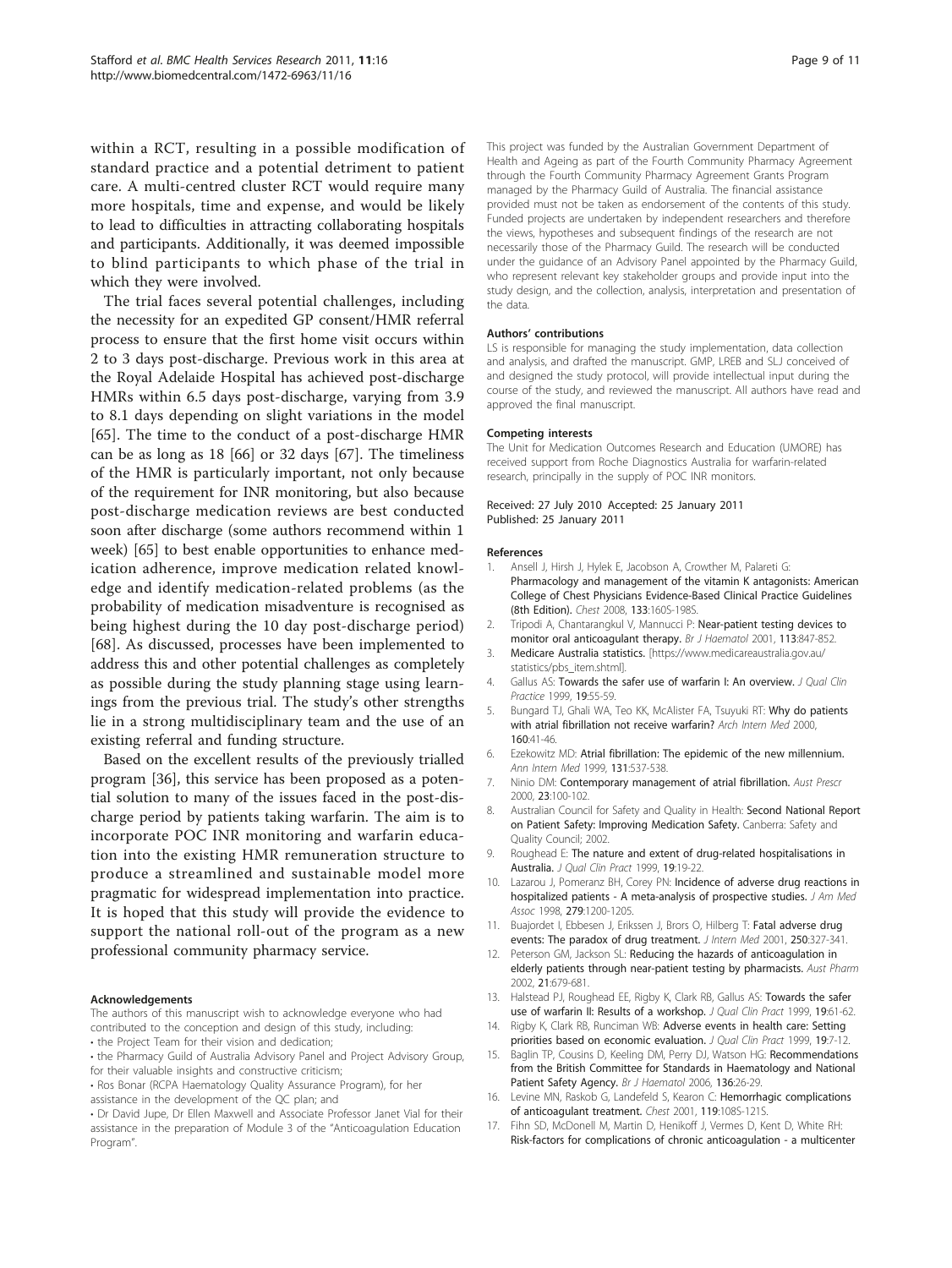within a RCT, resulting in a possible modification of standard practice and a potential detriment to patient care. A multi-centred cluster RCT would require many more hospitals, time and expense, and would be likely to lead to difficulties in attracting collaborating hospitals and participants. Additionally, it was deemed impossible to blind participants to which phase of the trial in which they were involved.

The trial faces several potential challenges, including the necessity for an expedited GP consent/HMR referral process to ensure that the first home visit occurs within 2 to 3 days post-discharge. Previous work in this area at the Royal Adelaide Hospital has achieved post-discharge HMRs within 6.5 days post-discharge, varying from 3.9 to 8.1 days depending on slight variations in the model [65]. The time to the conduct of a post-discharge HMR can be as long as 18 [66] or 32 days [67]. The timeliness of the HMR is particularly important, not only because of the requirement for INR monitoring, but also because post-discharge medication reviews are best conducted soon after discharge (some authors recommend within 1 week) [65] to best enable opportunities to enhance medication adherence, improve medication related knowledge and identify medication-related problems (as the probability of medication misadventure is recognised as being highest during the 10 day post-discharge period) [68]. As discussed, processes have been implemented to address this and other potential challenges as completely as possible during the study planning stage using learnings from the previous trial. The study's other strengths lie in a strong multidisciplinary team and the use of an existing referral and funding structure.

Based on the excellent results of the previously trialled program [36], this service has been proposed as a potential solution to many of the issues faced in the post-discharge period by patients taking warfarin. The aim is to incorporate POC INR monitoring and warfarin education into the existing HMR remuneration structure to produce a streamlined and sustainable model more pragmatic for widespread implementation into practice. It is hoped that this study will provide the evidence to support the national roll-out of the program as a new professional community pharmacy service.

#### Acknowledgements

The authors of this manuscript wish to acknowledge everyone who had contributed to the conception and design of this study, including:

- the Project Team for their vision and dedication;
- the Pharmacy Guild of Australia Advisory Panel and Project Advisory Group, for their valuable insights and constructive criticism;
- Ros Bonar (RCPA Haematology Quality Assurance Program), for her assistance in the development of the QC plan; and
- Dr David Jupe, Dr Ellen Maxwell and Associate Professor Janet Vial for their assistance in the preparation of Module 3 of the "Anticoagulation Education Program".

This project was funded by the Australian Government Department of Health and Ageing as part of the Fourth Community Pharmacy Agreement through the Fourth Community Pharmacy Agreement Grants Program managed by the Pharmacy Guild of Australia. The financial assistance provided must not be taken as endorsement of the contents of this study. Funded projects are undertaken by independent researchers and therefore the views, hypotheses and subsequent findings of the research are not necessarily those of the Pharmacy Guild. The research will be conducted under the guidance of an Advisory Panel appointed by the Pharmacy Guild, who represent relevant key stakeholder groups and provide input into the study design, and the collection, analysis, interpretation and presentation of the data.

#### Authors' contributions

LS is responsible for managing the study implementation, data collection and analysis, and drafted the manuscript. GMP, LREB and SLJ conceived of and designed the study protocol, will provide intellectual input during the course of the study, and reviewed the manuscript. All authors have read and approved the final manuscript.

#### Competing interests

The Unit for Medication Outcomes Research and Education (UMORE) has received support from Roche Diagnostics Australia for warfarin-related research, principally in the supply of POC INR monitors.

Received: 27 July 2010 Accepted: 25 January 2011
Published: 25 January 2011

#### References

1. Ansell J, Hirsh J, Hylek E, Jacobson A, Crowther M, Palareti G: **Pharmacology and management of the vitamin K antagonists: American College of Chest Physicians Evidence-Based Clinical Practice Guidelines (8th Edition).** *Chest* 2008, **133**:160S-198S.
2. Tripodi A, Chantarangkul V, Mannucci P: **Near-patient testing devices to monitor oral anticoagulant therapy.** *Br J Haematol* 2001, **113**:847-852.
3. **Medicare Australia statistics.** [https://www.medicareaustralia.gov.au/statistics/pbs_item.shtml].
4. Gallus AS: **Towards the safer use of warfarin I: An overview.** *J Qual Clin Practice* 1999, **19**:55-59.
5. Bungard TJ, Ghali WA, Teo KK, McAlister FA, Tsuyuki RT: **Why do patients with atrial fibrillation not receive warfarin?** *Arch Intern Med* 2000, **160**:41-46.
6. Ezekowitz MD: **Atrial fibrillation: The epidemic of the new millennium.** *Ann Intern Med* 1999, **131**:537-538.
7. Ninio DM: **Contemporary management of atrial fibrillation.** *Aust Prescr* 2000, **23**:100-102.
8. Australian Council for Safety and Quality in Health: **Second National Report on Patient Safety: Improving Medication Safety.** Canberra: Safety and Quality Council; 2002.
9. Roughead E: **The nature and extent of drug-related hospitalisations in Australia.** *J Qual Clin Pract* 1999, **19**:19-22.
10. Lazarou J, Pomeranz BH, Corey PN: **Incidence of adverse drug reactions in hospitalized patients - A meta-analysis of prospective studies.** *J Am Med Assoc* 1998, **279**:1200-1205.
11. Buajordet I, Ebbesen J, Erikssen J, Brors O, Hilberg T: **Fatal adverse drug events: The paradox of drug treatment.** *J Intern Med* 2001, **250**:327-341.
12. Peterson GM, Jackson SL: **Reducing the hazards of anticoagulation in elderly patients through near-patient testing by pharmacists.** *Aust Pharm* 2002, **21**:679-681.
13. Halstead PJ, Roughead EE, Rigby K, Clark RB, Gallus AS: **Towards the safer use of warfarin II: Results of a workshop.** *J Qual Clin Pract* 1999, **19**:61-62.
14. Rigby K, Clark RB, Runciman WB: **Adverse events in health care: Setting priorities based on economic evaluation.** *J Qual Clin Pract* 1999, **19**:7-12.
15. Baglin TP, Cousins D, Keeling DM, Perry DJ, Watson HG: **Recommendations from the British Committee for Standards in Haematology and National Patient Safety Agency.** *Br J Haematol* 2006, **136**:26-29.
16. Levine MN, Raskob G, Landefeld S, Kearon C: **Hemorrhagic complications of anticoagulant treatment.** *Chest* 2001, **119**:108S-121S.
17. Fihn SD, McDonell M, Martin D, Henikoff J, Vermes D, Kent D, White RH: **Risk-factors for complications of chronic anticoagulation - a multicenter**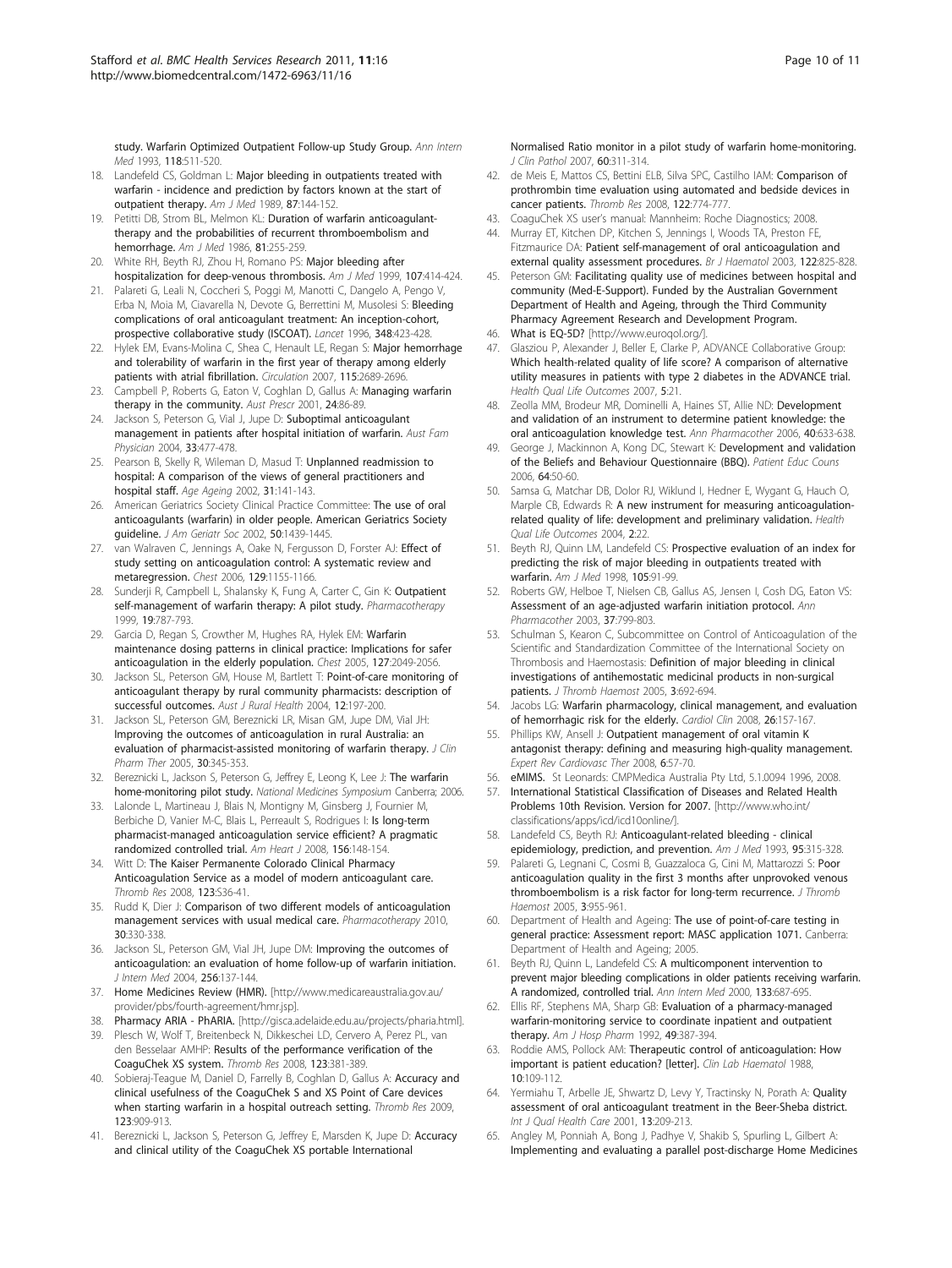study. Warfarin Optimized Outpatient Follow-up Study Group. *Ann Intern Med* 1993, 118:511-520.

18. Landefeld CS, Goldman L: Major bleeding in outpatients treated with warfarin - incidence and prediction by factors known at the start of outpatient therapy. *Am J Med* 1989, 87:144-152.
19. Petitti DB, Strom BL, Melmon KL: Duration of warfarin anticoagulant-therapy and the probabilities of recurrent thromboembolism and hemorrhage. *Am J Med* 1986, 81:255-259.
20. White RH, Beyth RJ, Zhou H, Romano PS: Major bleeding after hospitalization for deep-venous thrombosis. *Am J Med* 1999, 107:414-424.
21. Palareti G, Leali N, Coccheri S, Poggi M, Manotti C, Dangelo A, Pengo V, Erba N, Moia M, Ciavarella N, Devote G, Berrettini M, Musolesi S: Bleeding complications of oral anticoagulant treatment: An inception-cohort, prospective collaborative study (ISCOAT). *Lancet* 1996, 348:423-428.
22. Hylek EM, Evans-Molina C, Shea C, Henault LE, Regan S: Major hemorrhage and tolerability of warfarin in the first year of therapy among elderly patients with atrial fibrillation. *Circulation* 2007, 115:2689-2696.
23. Campbell P, Roberts G, Eaton V, Coghlan D, Gallus A: Managing warfarin therapy in the community. *Aust Prescr* 2001, 24:86-89.
24. Jackson S, Peterson G, Vial J, Jupe D: Suboptimal anticoagulant management in patients after hospital initiation of warfarin. *Aust Fam Physician* 2004, 33:477-478.
25. Pearson B, Skelly R, Wileman D, Masud T: Unplanned readmission to hospital: A comparison of the views of general practitioners and hospital staff. *Age Ageing* 2002, 31:141-143.
26. American Geriatrics Society Clinical Practice Committee: The use of oral anticoagulants (warfarin) in older people. American Geriatrics Society guideline. *J Am Geriatr Soc* 2002, 50:1439-1445.
27. van Walraven C, Jennings A, Oake N, Fergusson D, Forster AJ: Effect of study setting on anticoagulation control: A systematic review and metaregression. *Chest* 2006, 129:1155-1166.
28. Sunderji R, Campbell L, Shalansky K, Fung A, Carter C, Gin K: Outpatient self-management of warfarin therapy: A pilot study. *Pharmacotherapy* 1999, 19:787-793.
29. Garcia D, Regan S, Crowther M, Hughes RA, Hylek EM: Warfarin maintenance dosing patterns in clinical practice: Implications for safer anticoagulation in the elderly population. *Chest* 2005, 127:2049-2056.
30. Jackson SL, Peterson GM, House M, Bartlett T: Point-of-care monitoring of anticoagulant therapy by rural community pharmacists: description of successful outcomes. *Aust J Rural Health* 2004, 12:197-200.
31. Jackson SL, Peterson GM, Bereznicki LR, Misan GM, Jupe DM, Vial JH: Improving the outcomes of anticoagulation in rural Australia: an evaluation of pharmacist-assisted monitoring of warfarin therapy. *J Clin Pharm Ther* 2005, 30:345-353.
32. Bereznicki L, Jackson S, Peterson G, Jeffrey E, Leong K, Lee J: The warfarin home-monitoring pilot study. *National Medicines Symposium* Canberra; 2006.
33. Lalonde L, Martineau J, Blais N, Montigny M, Ginsberg J, Fournier M, Berbiche D, Vanier M-C, Blais L, Perreault S, Rodrigues I: Is long-term pharmacist-managed anticoagulation service efficient? A pragmatic randomized controlled trial. *Am Heart J* 2008, 156:148-154.
34. Witt D: The Kaiser Permanente Colorado Clinical Pharmacy Anticoagulation Service as a model of modern anticoagulant care. *Thromb Res* 2008, 123:S36-41.
35. Rudd K, Dier J: Comparison of two different models of anticoagulation management services with usual medical care. *Pharmacotherapy* 2010, 30:330-338.
36. Jackson SL, Peterson GM, Vial JH, Jupe DM: Improving the outcomes of anticoagulation: an evaluation of home follow-up of warfarin initiation. *J Intern Med* 2004, 256:137-144.
37. Home Medicines Review (HMR). [http://www.medicareaustralia.gov.au/provider/pbs/fourth-agreement/hmr.jsp].
38. Pharmacy ARIA - PhARIA. [http://gisca.adelaide.edu.au/projects/pharia.html].
39. Plesch W, Wolf T, Breitenbeck N, Dikkeschei LD, Cervero A, Perez PL, van den Besselaar AMHP: Results of the performance verification of the CoaguChek XS system. *Thromb Res* 2008, 123:381-389.
40. Sobieraj-Teague M, Daniel D, Farrelly B, Coghlan D, Gallus A: Accuracy and clinical usefulness of the CoaguChek S and XS Point of Care devices when starting warfarin in a hospital outreach setting. *Thromb Res* 2009, 123:909-913.
41. Bereznicki L, Jackson S, Peterson G, Jeffrey E, Marsden K, Jupe D: Accuracy and clinical utility of the CoaguChek XS portable International Normalised Ratio monitor in a pilot study of warfarin home-monitoring. *J Clin Pathol* 2007, 60:311-314.
42. de Meis E, Mattos CS, Bettini ELB, Silva SPC, Castilho IAM: Comparison of prothrombin time evaluation using automated and bedside devices in cancer patients. *Thromb Res* 2008, 122:774-777.
43. CoaguChek XS user's manual: Mannheim: Roche Diagnostics; 2008.
44. Murray ET, Kitchen DP, Kitchen S, Jennings I, Woods TA, Preston FE, Fitzmaurice DA: Patient self-management of oral anticoagulation and external quality assessment procedures. *Br J Haematol* 2003, 122:825-828.
45. Peterson GM: Facilitating quality use of medicines between hospital and community (Med-E-Support). Funded by the Australian Government Department of Health and Ageing, through the Third Community Pharmacy Agreement Research and Development Program.
46. What is EQ-5D? [http://www.euroqol.org/].
47. Glasziou P, Alexander J, Beller E, Clarke P, ADVANCE Collaborative Group: Which health-related quality of life score? A comparison of alternative utility measures in patients with type 2 diabetes in the ADVANCE trial. *Health Qual Life Outcomes* 2007, 5:21.
48. Zeolla MM, Brodeur MR, Dominelli A, Haines ST, Allie ND: Development and validation of an instrument to determine patient knowledge: the oral anticoagulation knowledge test. *Ann Pharmacother* 2006, 40:633-638.
49. George J, Mackinnon A, Kong DC, Stewart K: Development and validation of the Beliefs and Behaviour Questionnaire (BBQ). *Patient Educ Couns* 2006, 64:50-60.
50. Samsa G, Matchar DB, Dolor RJ, Wiklund I, Hedner E, Wygant G, Hauch O, Marple CB, Edwards R: A new instrument for measuring anticoagulation-related quality of life: development and preliminary validation. *Health Qual Life Outcomes* 2004, 2:22.
51. Beyth RJ, Quinn LM, Landefeld CS: Prospective evaluation of an index for predicting the risk of major bleeding in outpatients treated with warfarin. *Am J Med* 1998, 105:91-99.
52. Roberts GW, Helboe T, Nielsen CB, Gallus AS, Jensen I, Cosh DG, Eaton VS: Assessment of an age-adjusted warfarin initiation protocol. *Ann Pharmacother* 2003, 37:799-803.
53. Schulman S, Kearon C, Subcommittee on Control of Anticoagulation of the Scientific and Standardization Committee of the International Society on Thrombosis and Haemostasis: Definition of major bleeding in clinical investigations of antihemostatic medicinal products in non-surgical patients. *J Thromb Haemost* 2005, 3:692-694.
54. Jacobs LG: Warfarin pharmacology, clinical management, and evaluation of hemorrhagic risk for the elderly. *Cardiol Clin* 2008, 26:157-167.
55. Phillips KW, Ansell J: Outpatient management of oral vitamin K antagonist therapy: defining and measuring high-quality management. *Expert Rev Cardiovasc Ther* 2008, 6:57-70.
56. eMIMS. St Leonards: CMPMedica Australia Pty Ltd, 5.1.0094 1996, 2008.
57. International Statistical Classification of Diseases and Related Health Problems 10th Revision. Version for 2007. [http://www.who.int/classifications/apps/icd/icd10online/].
58. Landefeld CS, Beyth RJ: Anticoagulant-related bleeding - clinical epidemiology, prediction, and prevention. *Am J Med* 1993, 95:315-328.
59. Palareti G, Legnani C, Cosmi B, Guazzaloca G, Cini M, Mattarozzi S: Poor anticoagulation quality in the first 3 months after unprovoked venous thromboembolism is a risk factor for long-term recurrence. *J Thromb Haemost* 2005, 3:955-961.
60. Department of Health and Ageing: The use of point-of-care testing in general practice: Assessment report: MASC application 1071. Canberra: Department of Health and Ageing; 2005.
61. Beyth RJ, Quinn L, Landefeld CS: A multicomponent intervention to prevent major bleeding complications in older patients receiving warfarin. A randomized, controlled trial. *Ann Intern Med* 2000, 133:687-695.
62. Ellis RF, Stephens MA, Sharp GB: Evaluation of a pharmacy-managed warfarin-monitoring service to coordinate inpatient and outpatient therapy. *Am J Hosp Pharm* 1992, 49:387-394.
63. Roddie AMS, Pollock AM: Therapeutic control of anticoagulation: How important is patient education? [letter]. *Clin Lab Haematol* 1988, 10:109-112.
64. Yermiahu T, Arbelle JE, Shwartz D, Levy Y, Tractinsky N, Porath A: Quality assessment of oral anticoagulant treatment in the Beer-Sheba district. *Int J Qual Health Care* 2001, 13:209-213.
65. Angley M, Ponniah A, Bong J, Padhye V, Shakib S, Spurling L, Gilbert A: Implementing and evaluating a parallel post-discharge Home Medicines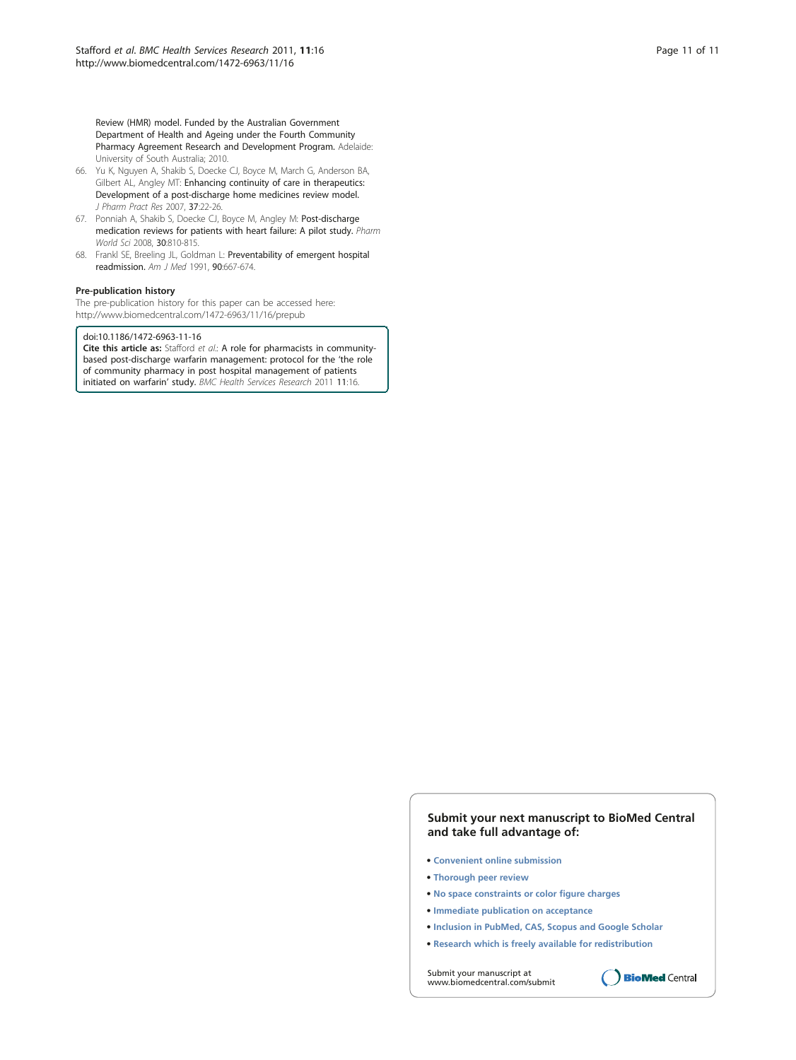Review (HMR) model. Funded by the Australian Government Department of Health and Ageing under the Fourth Community Pharmacy Agreement Research and Development Program. Adelaide: University of South Australia; 2010.

66. Yu K, Nguyen A, Shakib S, Doecke CJ, Boyce M, March G, Anderson BA, Gilbert AL, Angley MT: **Enhancing continuity of care in therapeutics: Development of a post-discharge home medicines review model.** *J Pharm Pract Res* 2007, **37**:22-26.
67. Ponniah A, Shakib S, Doecke CJ, Boyce M, Angley M: **Post-discharge medication reviews for patients with heart failure: A pilot study.** *Pharm World Sci* 2008, **30**:810-815.
68. Frankl SE, Breeling JL, Goldman L: **Preventability of emergent hospital readmission.** *Am J Med* 1991, **90**:667-674.

#### Pre-publication history

The pre-publication history for this paper can be accessed here:
http://www.biomedcentral.com/1472-6963/11/16/prepub

doi:10.1186/1472-6963-11-16
**Cite this article as:** Stafford *et al.*: A role for pharmacists in community-based post-discharge warfarin management: protocol for the 'the role of community pharmacy in post hospital management of patients initiated on warfarin' study. *BMC Health Services Research* 2011 **11**:16.

**Submit your next manuscript to BioMed Central and take full advantage of:**

- **Convenient online submission**
- **Thorough peer review**
- **No space constraints or color figure charges**
- **Immediate publication on acceptance**
- **Inclusion in PubMed, CAS, Scopus and Google Scholar**
- **Research which is freely available for redistribution**

Submit your manuscript at
www.biomedcentral.com/submit

BioMed Central